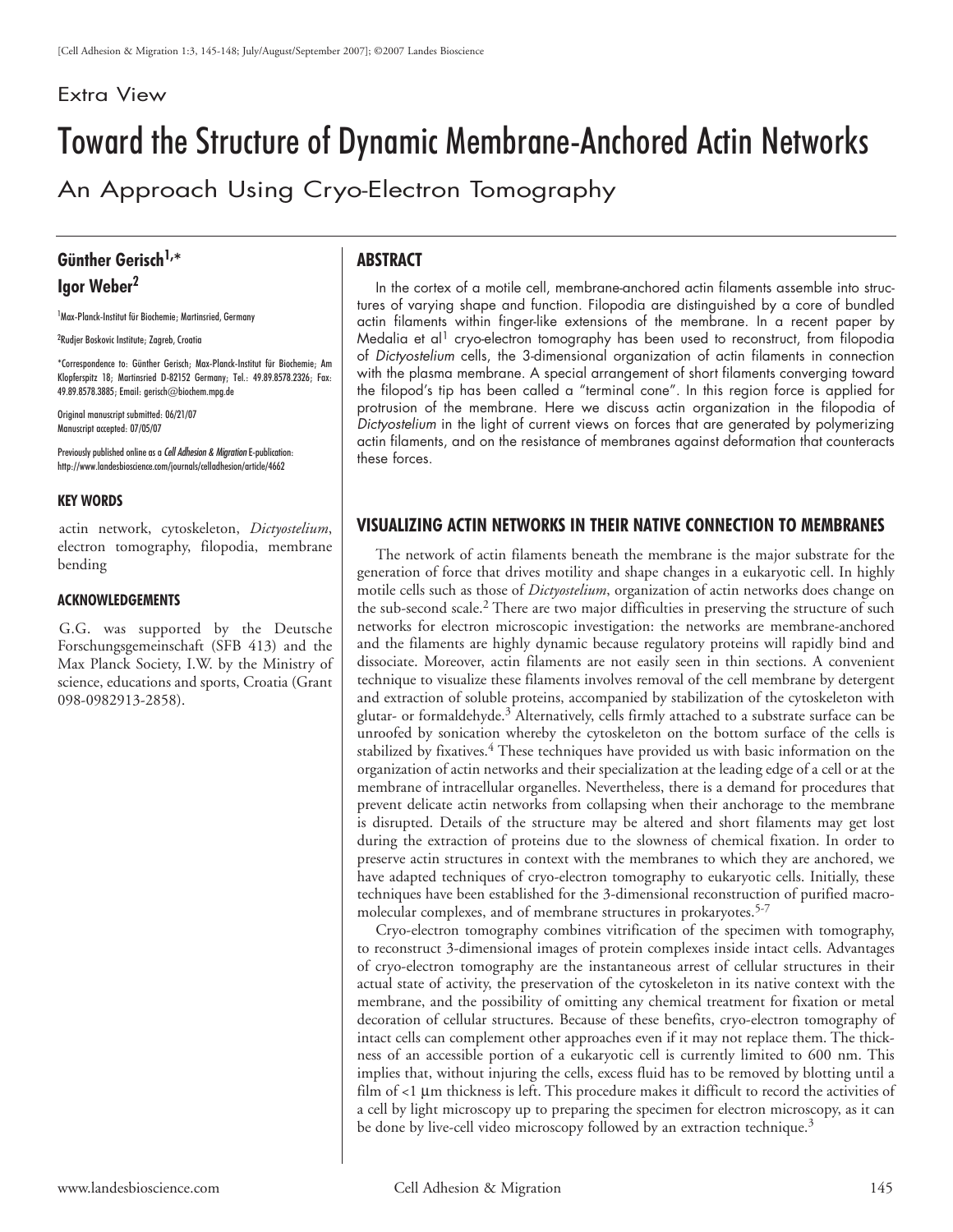Extra View

# Toward the Structure of Dynamic Membrane-Anchored Actin Networks

## An Approach Using Cryo-Electron Tomography

**Günther Gerisch[1,*]**
**Igor Weber[2]**

[1]Max-Planck-Institut für Biochemie; Martinsried, Germany

[2]Rudjer Boskovic Institute; Zagreb, Croatia

*Correspondence to: Günther Gerisch; Max-Planck-Institut für Biochemie; Am Klopferspitz 18; Martinsried D-82152 Germany; Tel.: 49.89.8578.2326; Fax: 49.89.8578.3885; Email: gerisch@biochem.mpg.de

Original manuscript submitted: 06/21/07
Manuscript accepted: 07/05/07

Previously published online as a *Cell Adhesion & Migration* E-publication:
http://www.landesbioscience.com/journals/celladhesion/article/4662

### KEY WORDS

actin network, cytoskeleton, *Dictyostelium*, electron tomography, filopodia, membrane bending

### ACKNOWLEDGEMENTS

G.G. was supported by the Deutsche Forschungsgemeinschaft (SFB 413) and the Max Planck Society, I.W. by the Ministry of science, educations and sports, Croatia (Grant 098-0982913-2858).

### ABSTRACT

In the cortex of a motile cell, membrane-anchored actin filaments assemble into structures of varying shape and function. Filopodia are distinguished by a core of bundled actin filaments within finger-like extensions of the membrane. In a recent paper by Medalia et al[1] cryo-electron tomography has been used to reconstruct, from filopodia of *Dictyostelium* cells, the 3-dimensional organization of actin filaments in connection with the plasma membrane. A special arrangement of short filaments converging toward the filopod's tip has been called a "terminal cone". In this region force is applied for protrusion of the membrane. Here we discuss actin organization in the filopodia of *Dictyostelium* in the light of current views on forces that are generated by polymerizing actin filaments, and on the resistance of membranes against deformation that counteracts these forces.

### VISUALIZING ACTIN NETWORKS IN THEIR NATIVE CONNECTION TO MEMBRANES

The network of actin filaments beneath the membrane is the major substrate for the generation of force that drives motility and shape changes in a eukaryotic cell. In highly motile cells such as those of *Dictyostelium*, organization of actin networks does change on the sub-second scale.[2] There are two major difficulties in preserving the structure of such networks for electron microscopic investigation: the networks are membrane-anchored and the filaments are highly dynamic because regulatory proteins will rapidly bind and dissociate. Moreover, actin filaments are not easily seen in thin sections. A convenient technique to visualize these filaments involves removal of the cell membrane by detergent and extraction of soluble proteins, accompanied by stabilization of the cytoskeleton with glutar- or formaldehyde.[3] Alternatively, cells firmly attached to a substrate surface can be unroofed by sonication whereby the cytoskeleton on the bottom surface of the cells is stabilized by fixatives.[4] These techniques have provided us with basic information on the organization of actin networks and their specialization at the leading edge of a cell or at the membrane of intracellular organelles. Nevertheless, there is a demand for procedures that prevent delicate actin networks from collapsing when their anchorage to the membrane is disrupted. Details of the structure may be altered and short filaments may get lost during the extraction of proteins due to the slowness of chemical fixation. In order to preserve actin structures in context with the membranes to which they are anchored, we have adapted techniques of cryo-electron tomography to eukaryotic cells. Initially, these techniques have been established for the 3-dimensional reconstruction of purified macromolecular complexes, and of membrane structures in prokaryotes.[5-7]

Cryo-electron tomography combines vitrification of the specimen with tomography, to reconstruct 3-dimensional images of protein complexes inside intact cells. Advantages of cryo-electron tomography are the instantaneous arrest of cellular structures in their actual state of activity, the preservation of the cytoskeleton in its native context with the membrane, and the possibility of omitting any chemical treatment for fixation or metal decoration of cellular structures. Because of these benefits, cryo-electron tomography of intact cells can complement other approaches even if it may not replace them. The thickness of an accessible portion of a eukaryotic cell is currently limited to 600 nm. This implies that, without injuring the cells, excess fluid has to be removed by blotting until a film of <1 µm thickness is left. This procedure makes it difficult to record the activities of a cell by light microscopy up to preparing the specimen for electron microscopy, as it can be done by live-cell video microscopy followed by an extraction technique.[3]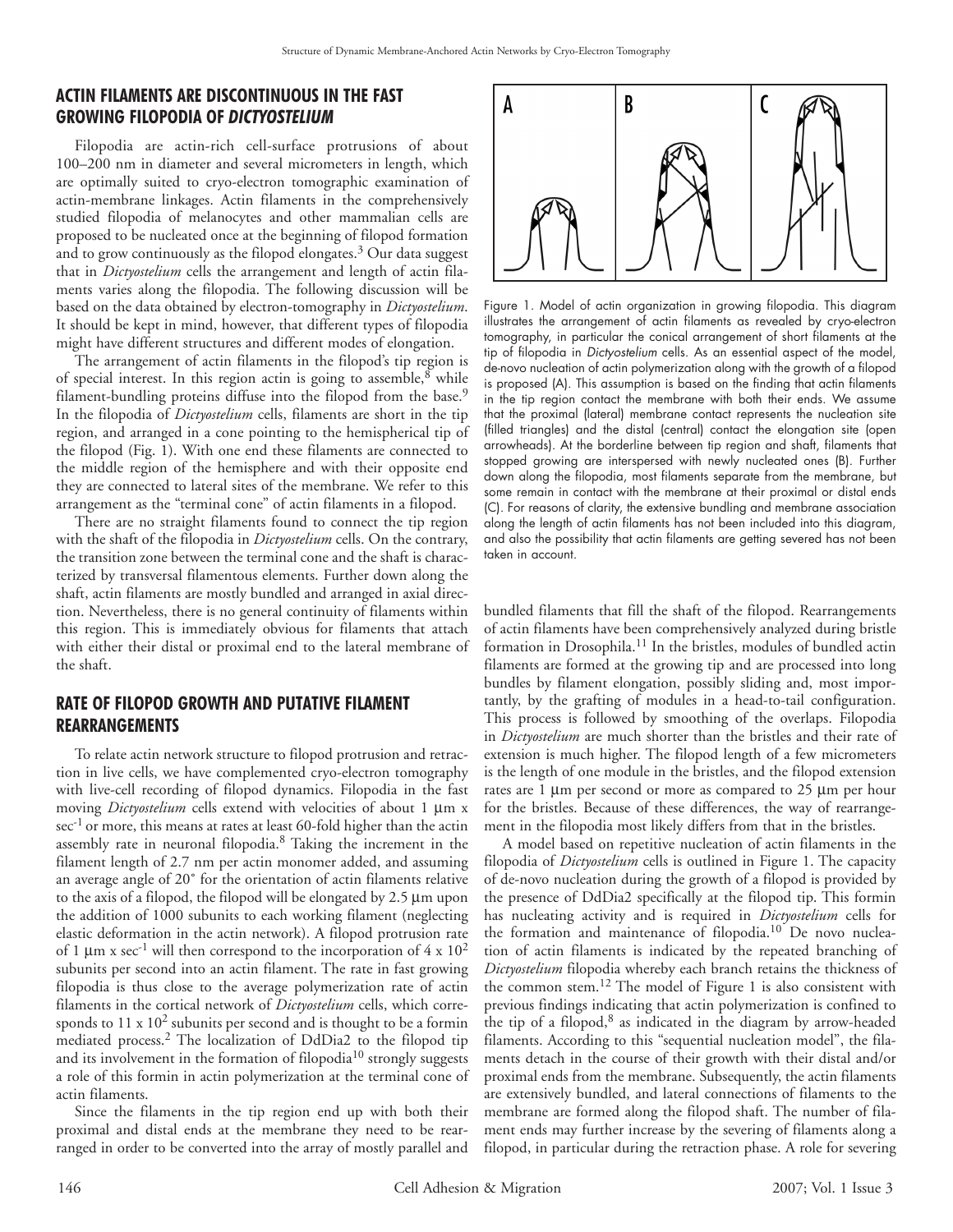## ACTIN FILAMENTS ARE DISCONTINUOUS IN THE FAST GROWING FILOPODIA OF *DICTYOSTELIUM*

Filopodia are actin-rich cell-surface protrusions of about 100–200 nm in diameter and several micrometers in length, which are optimally suited to cryo-electron tomographic examination of actin-membrane linkages. Actin filaments in the comprehensively studied filopodia of melanocytes and other mammalian cells are proposed to be nucleated once at the beginning of filopod formation and to grow continuously as the filopod elongates.[3] Our data suggest that in *Dictyostelium* cells the arrangement and length of actin filaments varies along the filopodia. The following discussion will be based on the data obtained by electron-tomography in *Dictyostelium*. It should be kept in mind, however, that different types of filopodia might have different structures and different modes of elongation.

The arrangement of actin filaments in the filopod's tip region is of special interest. In this region actin is going to assemble,[8] while filament-bundling proteins diffuse into the filopod from the base.[9] In the filopodia of *Dictyostelium* cells, filaments are short in the tip region, and arranged in a cone pointing to the hemispherical tip of the filopod (Fig. 1). With one end these filaments are connected to the middle region of the hemisphere and with their opposite end they are connected to lateral sites of the membrane. We refer to this arrangement as the "terminal cone" of actin filaments in a filopod.

There are no straight filaments found to connect the tip region with the shaft of the filopodia in *Dictyostelium* cells. On the contrary, the transition zone between the terminal cone and the shaft is characterized by transversal filamentous elements. Further down along the shaft, actin filaments are mostly bundled and arranged in axial direction. Nevertheless, there is no general continuity of filaments within this region. This is immediately obvious for filaments that attach with either their distal or proximal end to the lateral membrane of the shaft.

## RATE OF FILOPOD GROWTH AND PUTATIVE FILAMENT REARRANGEMENTS

To relate actin network structure to filopod protrusion and retraction in live cells, we have complemented cryo-electron tomography with live-cell recording of filopod dynamics. Filopodia in the fast moving *Dictyostelium* cells extend with velocities of about 1 µm x $sec^{-1}$ or more, this means at rates at least 60-fold higher than the actin assembly rate in neuronal filopodia.[8] Taking the increment in the filament length of 2.7 nm per actin monomer added, and assuming an average angle of 20° for the orientation of actin filaments relative to the axis of a filopod, the filopod will be elongated by 2.5 µm upon the addition of 1000 subunits to each working filament (neglecting elastic deformation in the actin network). A filopod protrusion rate of 1 µm x $sec^{-1}$ will then correspond to the incorporation of $4 \times 10^2$ subunits per second into an actin filament. The rate in fast growing filopodia is thus close to the average polymerization rate of actin filaments in the cortical network of *Dictyostelium* cells, which corresponds to $11 \times 10^2$ subunits per second and is thought to be a formin mediated process.[2] The localization of DdDia2 to the filopod tip and its involvement in the formation of filopodia[10] strongly suggests a role of this formin in actin polymerization at the terminal cone of actin filaments.

Since the filaments in the tip region end up with both their proximal and distal ends at the membrane they need to be rearranged in order to be converted into the array of mostly parallel and bundled filaments that fill the shaft of the filopod. Rearrangements of actin filaments have been comprehensively analyzed during bristle formation in Drosophila.[11] In the bristles, modules of bundled actin filaments are formed at the growing tip and are processed into long bundles by filament elongation, possibly sliding and, most importantly, by the grafting of modules in a head-to-tail configuration. This process is followed by smoothing of the overlaps. Filopodia in *Dictyostelium* are much shorter than the bristles and their rate of extension is much higher. The filopod length of a few micrometers is the length of one module in the bristles, and the filopod extension rates are 1 µm per second or more as compared to 25 µm per hour for the bristles. Because of these differences, the way of rearrangement in the filopodia most likely differs from that in the bristles.

A model based on repetitive nucleation of actin filaments in the filopodia of *Dictyostelium* cells is outlined in Figure 1. The capacity of de-novo nucleation during the growth of a filopod is provided by the presence of DdDia2 specifically at the filopod tip. This formin has nucleating activity and is required in *Dictyostelium* cells for the formation and maintenance of filopodia.[10] De novo nucleation of actin filaments is indicated by the repeated branching of *Dictyostelium* filopodia whereby each branch retains the thickness of the common stem.[12] The model of Figure 1 is also consistent with previous findings indicating that actin polymerization is confined to the tip of a filopod,[8] as indicated in the diagram by arrow-headed filaments. According to this "sequential nucleation model", the filaments detach in the course of their growth with their distal and/or proximal ends from the membrane. Subsequently, the actin filaments are extensively bundled, and lateral connections of filaments to the membrane are formed along the filopod shaft. The number of filament ends may further increase by the severing of filaments along a filopod, in particular during the retraction phase. A role for severing

A

B

C

Figure 1. Model of actin organization in growing filopodia. This diagram illustrates the arrangement of actin filaments as revealed by cryo-electron tomography, in particular the conical arrangement of short filaments at the tip of filopodia in *Dictyostelium* cells. As an essential aspect of the model, de-novo nucleation of actin polymerization along with the growth of a filopod is proposed (A). This assumption is based on the finding that actin filaments in the tip region contact the membrane with both their ends. We assume that the proximal (lateral) membrane contact represents the nucleation site (filled triangles) and the distal (central) contact the elongation site (open arrowheads). At the borderline between tip region and shaft, filaments that stopped growing are interspersed with newly nucleated ones (B). Further down along the filopodia, most filaments separate from the membrane, but some remain in contact with the membrane at their proximal or distal ends (C). For reasons of clarity, the extensive bundling and membrane association along the length of actin filaments has not been included into this diagram, and also the possibility that actin filaments are getting severed has not been taken in account.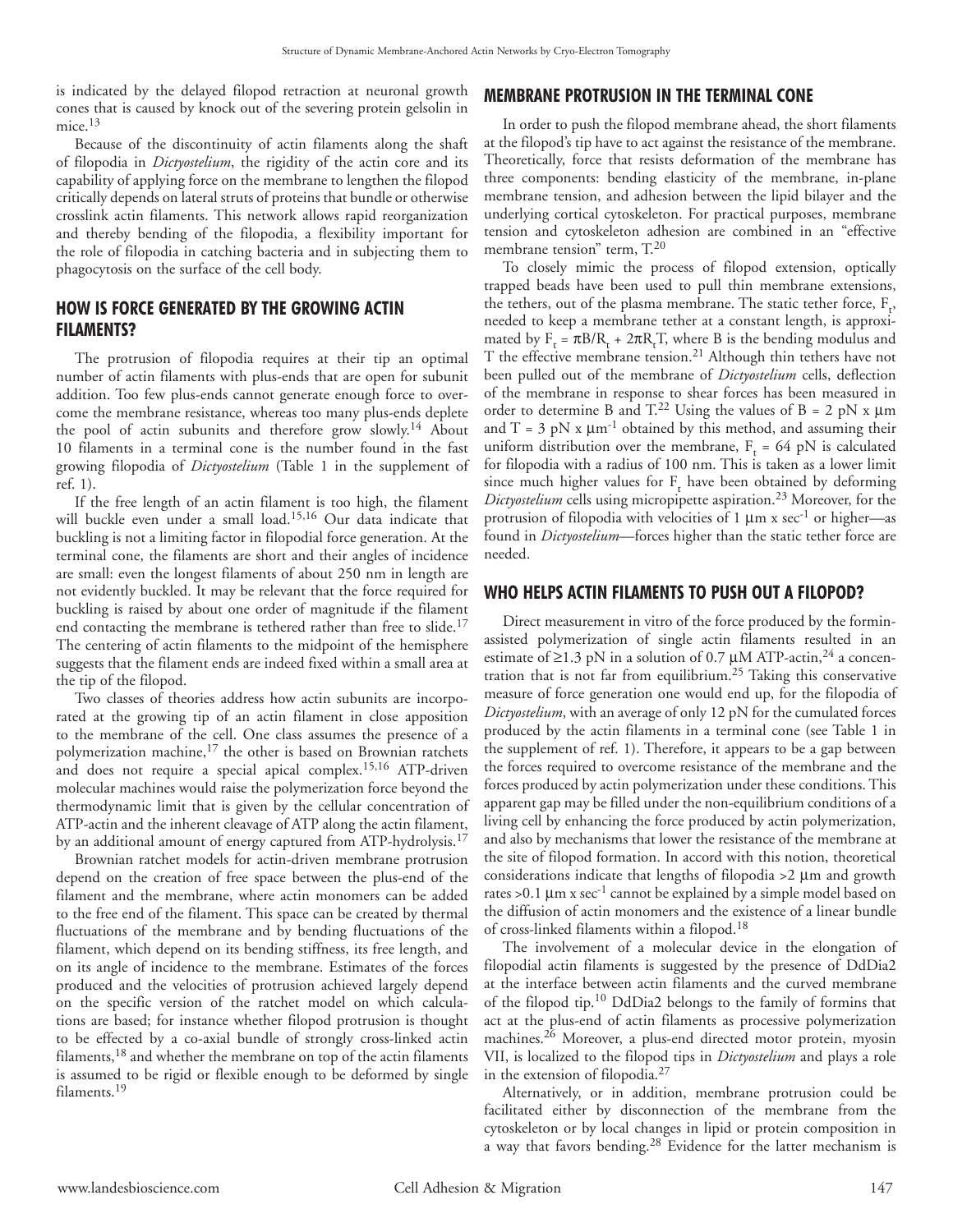is indicated by the delayed filopod retraction at neuronal growth cones that is caused by knock out of the severing protein gelsolin in mice.[13]

Because of the discontinuity of actin filaments along the shaft of filopodia in *Dictyostelium*, the rigidity of the actin core and its capability of applying force on the membrane to lengthen the filopod critically depends on lateral struts of proteins that bundle or otherwise crosslink actin filaments. This network allows rapid reorganization and thereby bending of the filopodia, a flexibility important for the role of filopodia in catching bacteria and in subjecting them to phagocytosis on the surface of the cell body.

## HOW IS FORCE GENERATED BY THE GROWING ACTIN FILAMENTS?

The protrusion of filopodia requires at their tip an optimal number of actin filaments with plus-ends that are open for subunit addition. Too few plus-ends cannot generate enough force to overcome the membrane resistance, whereas too many plus-ends deplete the pool of actin subunits and therefore grow slowly.[14] About 10 filaments in a terminal cone is the number found in the fast growing filopodia of *Dictyostelium* (Table 1 in the supplement of ref. 1).

If the free length of an actin filament is too high, the filament will buckle even under a small load.[15,16] Our data indicate that buckling is not a limiting factor in filopodial force generation. At the terminal cone, the filaments are short and their angles of incidence are small: even the longest filaments of about 250 nm in length are not evidently buckled. It may be relevant that the force required for buckling is raised by about one order of magnitude if the filament end contacting the membrane is tethered rather than free to slide.[17] The centering of actin filaments to the midpoint of the hemisphere suggests that the filament ends are indeed fixed within a small area at the tip of the filopod.

Two classes of theories address how actin subunits are incorporated at the growing tip of an actin filament in close apposition to the membrane of the cell. One class assumes the presence of a polymerization machine,[17] the other is based on Brownian ratchets and does not require a special apical complex.[15,16] ATP-driven molecular machines would raise the polymerization force beyond the thermodynamic limit that is given by the cellular concentration of ATP-actin and the inherent cleavage of ATP along the actin filament, by an additional amount of energy captured from ATP-hydrolysis.[17]

Brownian ratchet models for actin-driven membrane protrusion depend on the creation of free space between the plus-end of the filament and the membrane, where actin monomers can be added to the free end of the filament. This space can be created by thermal fluctuations of the membrane and by bending fluctuations of the filament, which depend on its bending stiffness, its free length, and on its angle of incidence to the membrane. Estimates of the forces produced and the velocities of protrusion achieved largely depend on the specific version of the ratchet model on which calculations are based; for instance whether filopod protrusion is thought to be effected by a co-axial bundle of strongly cross-linked actin filaments,[18] and whether the membrane on top of the actin filaments is assumed to be rigid or flexible enough to be deformed by single filaments.[19]

## MEMBRANE PROTRUSION IN THE TERMINAL CONE

In order to push the filopod membrane ahead, the short filaments at the filopod's tip have to act against the resistance of the membrane. Theoretically, force that resists deformation of the membrane has three components: bending elasticity of the membrane, in-plane membrane tension, and adhesion between the lipid bilayer and the underlying cortical cytoskeleton. For practical purposes, membrane tension and cytoskeleton adhesion are combined in an "effective membrane tension" term, T.[20]

To closely mimic the process of filopod extension, optically trapped beads have been used to pull thin membrane extensions, the tethers, out of the plasma membrane. The static tether force, $F_t$, needed to keep a membrane tether at a constant length, is approximated by $F_t = \pi B/R_t + 2\pi R_t T$, where B is the bending modulus and T the effective membrane tension.[21] Although thin tethers have not been pulled out of the membrane of *Dictyostelium* cells, deflection of the membrane in response to shear forces has been measured in order to determine B and T.[22] Using the values of $B = 2$ pN x µm and $T = 3$ pN x µm$^{-1}$ obtained by this method, and assuming their uniform distribution over the membrane, $F_t = 64$ pN is calculated for filopodia with a radius of 100 nm. This is taken as a lower limit since much higher values for $F_t$ have been obtained by deforming *Dictyostelium* cells using micropipette aspiration.[23] Moreover, for the protrusion of filopodia with velocities of 1 µm x sec$^{-1}$ or higher—as found in *Dictyostelium*—forces higher than the static tether force are needed.

## WHO HELPS ACTIN FILAMENTS TO PUSH OUT A FILOPOD?

Direct measurement in vitro of the force produced by the formin-assisted polymerization of single actin filaments resulted in an estimate of ≥1.3 pN in a solution of 0.7 µM ATP-actin,[24] a concentration that is not far from equilibrium.[25] Taking this conservative measure of force generation one would end up, for the filopodia of *Dictyostelium*, with an average of only 12 pN for the cumulated forces produced by the actin filaments in a terminal cone (see Table 1 in the supplement of ref. 1). Therefore, it appears to be a gap between the forces required to overcome resistance of the membrane and the forces produced by actin polymerization under these conditions. This apparent gap may be filled under the non-equilibrium conditions of a living cell by enhancing the force produced by actin polymerization, and also by mechanisms that lower the resistance of the membrane at the site of filopod formation. In accord with this notion, theoretical considerations indicate that lengths of filopodia >2 µm and growth rates >0.1 µm x sec$^{-1}$ cannot be explained by a simple model based on the diffusion of actin monomers and the existence of a linear bundle of cross-linked filaments within a filopod.[18]

The involvement of a molecular device in the elongation of filopodial actin filaments is suggested by the presence of DdDia2 at the interface between actin filaments and the curved membrane of the filopod tip.[10] DdDia2 belongs to the family of formins that act at the plus-end of actin filaments as processive polymerization machines.[26] Moreover, a plus-end directed motor protein, myosin VII, is localized to the filopod tips in *Dictyostelium* and plays a role in the extension of filopodia.[27]

Alternatively, or in addition, membrane protrusion could be facilitated either by disconnection of the membrane from the cytoskeleton or by local changes in lipid or protein composition in a way that favors bending.[28] Evidence for the latter mechanism is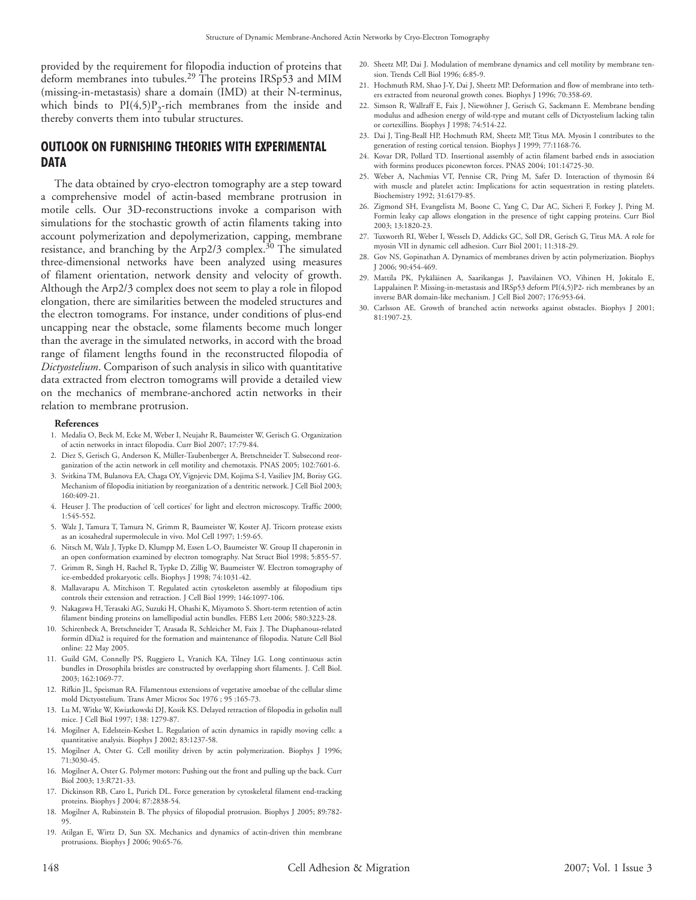provided by the requirement for filopodia induction of proteins that deform membranes into tubules.[29] The proteins IRSp53 and MIM (missing-in-metastasis) share a domain (IMD) at their N-terminus, which binds to PI(4,5)$P_2$-rich membranes from the inside and thereby converts them into tubular structures.

## OUTLOOK ON FURNISHING THEORIES WITH EXPERIMENTAL DATA

The data obtained by cryo-electron tomography are a step toward a comprehensive model of actin-based membrane protrusion in motile cells. Our 3D-reconstructions invoke a comparison with simulations for the stochastic growth of actin filaments taking into account polymerization and depolymerization, capping, membrane resistance, and branching by the Arp2/3 complex.[30] The simulated three-dimensional networks have been analyzed using measures of filament orientation, network density and velocity of growth. Although the Arp2/3 complex does not seem to play a role in filopod elongation, there are similarities between the modeled structures and the electron tomograms. For instance, under conditions of plus-end uncapping near the obstacle, some filaments become much longer than the average in the simulated networks, in accord with the broad range of filament lengths found in the reconstructed filopodia of *Dictyostelium*. Comparison of such analysis in silico with quantitative data extracted from electron tomograms will provide a detailed view on the mechanics of membrane-anchored actin networks in their relation to membrane protrusion.

### References

1. Medalia O, Beck M, Ecke M, Weber I, Neujahr R, Baumeister W, Gerisch G. Organization of actin networks in intact filopodia. Curr Biol 2007; 17:79-84.
2. Diez S, Gerisch G, Anderson K, Müller-Taubenberger A, Bretschneider T. Subsecond reorganization of the actin network in cell motility and chemotaxis. PNAS 2005; 102:7601-6.
3. Svitkina TM, Bulanova EA, Chaga OY, Vignjevic DM, Kojima S-I, Vasiliev JM, Borisy GG. Mechanism of filopodia initiation by reorganization of a dentritic network. J Cell Biol 2003; 160:409-21.
4. Heuser J. The production of 'cell cortices' for light and electron microscopy. Traffic 2000; 1:545-552.
5. Walz J, Tamura T, Tamura N, Grimm R, Baumeister W, Koster AJ. Tricorn protease exists as an icosahedral supermolecule in vivo. Mol Cell 1997; 1:59-65.
6. Nitsch M, Walz J, Typke D, Klumpp M, Essen L-O, Baumeister W. Group II chaperonin in an open conformation examined by electron tomography. Nat Struct Biol 1998; 5:855-57.
7. Grimm R, Singh H, Rachel R, Typke D, Zillig W, Baumeister W. Electron tomography of ice-embedded prokaryotic cells. Biophys J 1998; 74:1031-42.
8. Mallavarapu A, Mitchison T. Regulated actin cytoskeleton assembly at filopodium tips controls their extension and retraction. J Cell Biol 1999; 146:1097-106.
9. Nakagawa H, Terasaki AG, Suzuki H, Ohashi K, Miyamoto S. Short-term retention of actin filament binding proteins on lamellipodial actin bundles. FEBS Lett 2006; 580:3223-28.
10. Schirenbeck A, Bretschneider T, Arasada R, Schleicher M, Faix J. The Diaphanous-related formin dDia2 is required for the formation and maintenance of filopodia. Nature Cell Biol online: 22 May 2005.
11. Guild GM, Connelly PS, Ruggiero L, Vranich KA, Tilney LG. Long continuous actin bundles in Drosophila bristles are constructed by overlapping short filaments. J. Cell Biol. 2003; 162:1069-77.
12. Rifkin JL, Speisman RA. Filamentous extensions of vegetative amoebae of the cellular slime mold Dictyostelium. Trans Amer Micros Soc 1976 ; 95 :165-73.
13. Lu M, Witke W, Kwiatkowski DJ, Kosik KS. Delayed retraction of filopodia in gelsolin null mice. J Cell Biol 1997; 138: 1279-87.
14. Mogilner A, Edelstein-Keshet L. Regulation of actin dynamics in rapidly moving cells: a quantitative analysis. Biophys J 2002; 83:1237-58.
15. Mogilner A, Oster G. Cell motility driven by actin polymerization. Biophys J 1996; 71:3030-45.
16. Mogilner A, Oster G. Polymer motors: Pushing out the front and pulling up the back. Curr Biol 2003; 13:R721-33.
17. Dickinson RB, Caro L, Purich DL. Force generation by cytoskeletal filament end-tracking proteins. Biophys J 2004; 87:2838-54.
18. Mogilner A, Rubinstein B. The physics of filopodial protrusion. Biophys J 2005; 89:782-95.
19. Atilgan E, Wirtz D, Sun SX. Mechanics and dynamics of actin-driven thin membrane protrusions. Biophys J 2006; 90:65-76.
20. Sheetz MP, Dai J. Modulation of membrane dynamics and cell motility by membrane tension. Trends Cell Biol 1996; 6:85-9.
21. Hochmuth RM, Shao J-Y, Dai J, Sheetz MP. Deformation and flow of membrane into tethers extracted from neuronal growth cones. Biophys J 1996; 70:358-69.
22. Simson R, Wallraff E, Faix J, Niewöhner J, Gerisch G, Sackmann E. Membrane bending modulus and adhesion energy of wild-type and mutant cells of Dictyostelium lacking talin or cortexillins. Biophys J 1998; 74:514-22.
23. Dai J, Ting-Beall HP, Hochmuth RM, Sheetz MP, Titus MA. Myosin I contributes to the generation of resting cortical tension. Biophys J 1999; 77:1168-76.
24. Kovar DR, Pollard TD. Insertional assembly of actin filament barbed ends in association with formins produces piconewton forces. PNAS 2004; 101:14725-30.
25. Weber A, Nachmias VT, Pennise CR, Pring M, Safer D. Interaction of thymosin ß4 with muscle and platelet actin: Implications for actin sequestration in resting platelets. Biochemistry 1992; 31:6179-85.
26. Zigmond SH, Evangelista M, Boone C, Yang C, Dar AC, Sicheri F, Forkey J, Pring M. Formin leaky cap allows elongation in the presence of tight capping proteins. Curr Biol 2003; 13:1820-23.
27. Tuxworth RI, Weber I, Wessels D, Addicks GC, Soll DR, Gerisch G, Titus MA. A role for myosin VII in dynamic cell adhesion. Curr Biol 2001; 11:318-29.
28. Gov NS, Gopinathan A. Dynamics of membranes driven by actin polymerization. Biophys J 2006; 90:454-469.
29. Mattila PK, Pykäläinen A, Saarikangas J, Paavilainen VO, Vihinen H, Jokitalo E, Lappalainen P. Missing-in-metastasis and IRSp53 deform PI(4,5)P2- rich membranes by an inverse BAR domain-like mechanism. J Cell Biol 2007; 176:953-64.
30. Carlsson AE. Growth of branched actin networks against obstacles. Biophys J 2001; 81:1907-23.